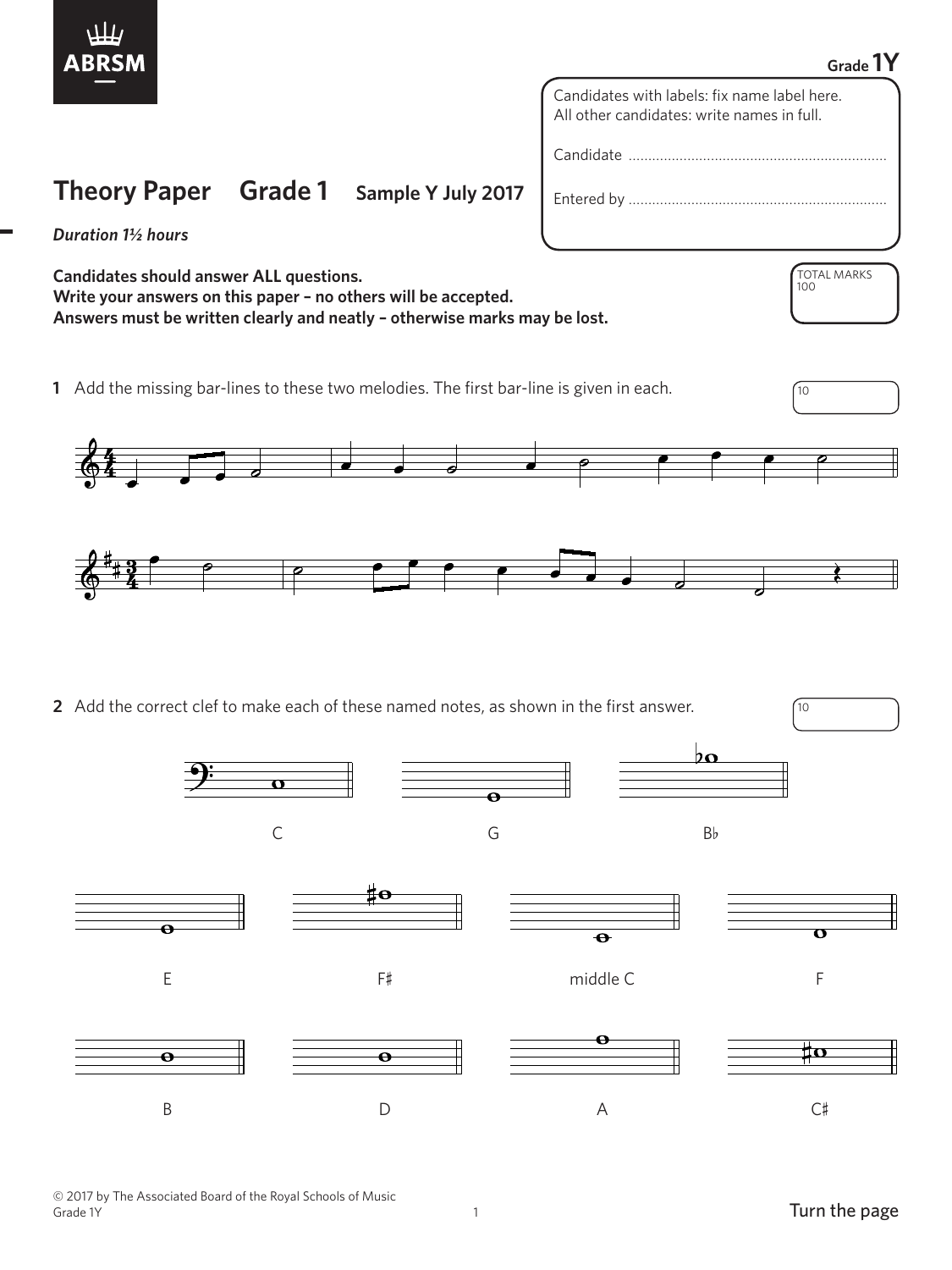ABRSM

Grade 1Y

# Theory Paper Grade 1 Sample Y July 2017

*Duration 1½ hours*

Candidates with labels: fix name label here.
All other candidates: write names in full.

Candidate ..................................................................

Entered by ..................................................................

TOTAL MARKS 100

**Candidates should answer ALL questions.**
**Write your answers on this paper – no others will be accepted.**
**Answers must be written clearly and neatly – otherwise marks may be lost.**

**1** Add the missing bar-lines to these two melodies. The first bar-line is given in each. 10

**2** Add the correct clef to make each of these named notes, as shown in the first answer. 10

C    G    B♭

E    F♯    middle C    F

B    D    A    C♯

© 2017 by The Associated Board of the Royal Schools of Music
Grade 1Y

Turn the page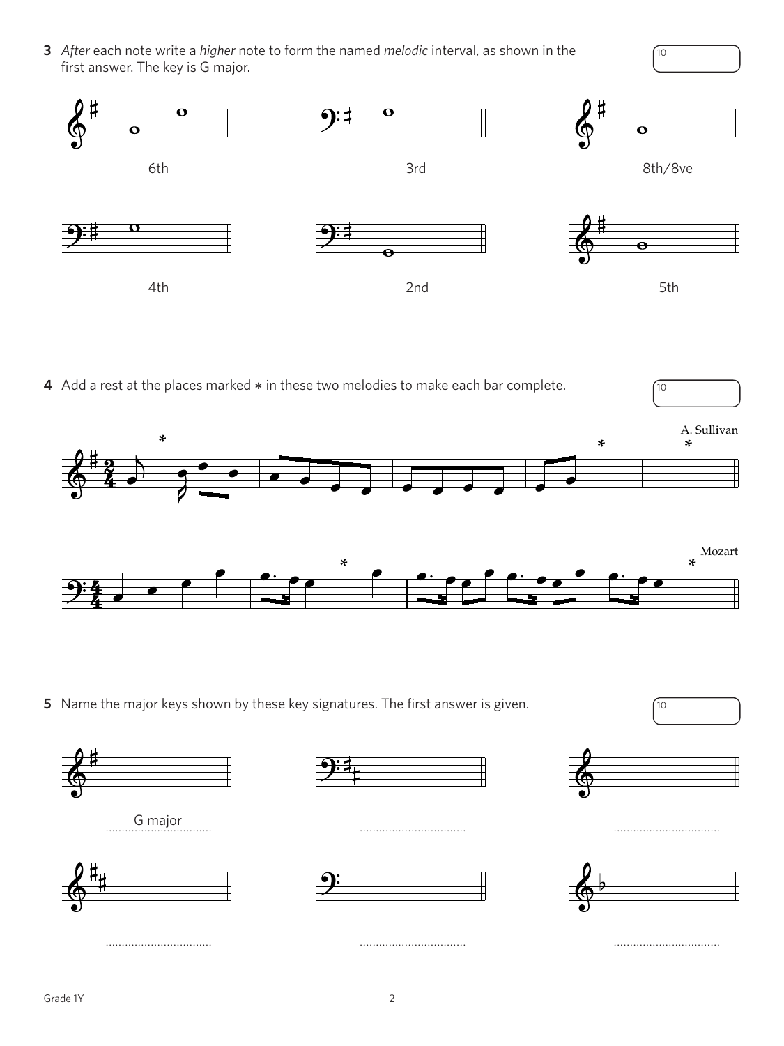**3** *After* each note write a *higher* note to form the named *melodic* interval, as shown in the first answer. The key is G major.

10

6th

3rd

8th/8ve

4th

2nd

5th

**4** Add a rest at the places marked * in these two melodies to make each bar complete.

10

A. Sullivan

Mozart

**5** Name the major keys shown by these key signatures. The first answer is given.

10

G major ..................................

..................................

..................................

..................................

..................................

..................................

Grade 1Y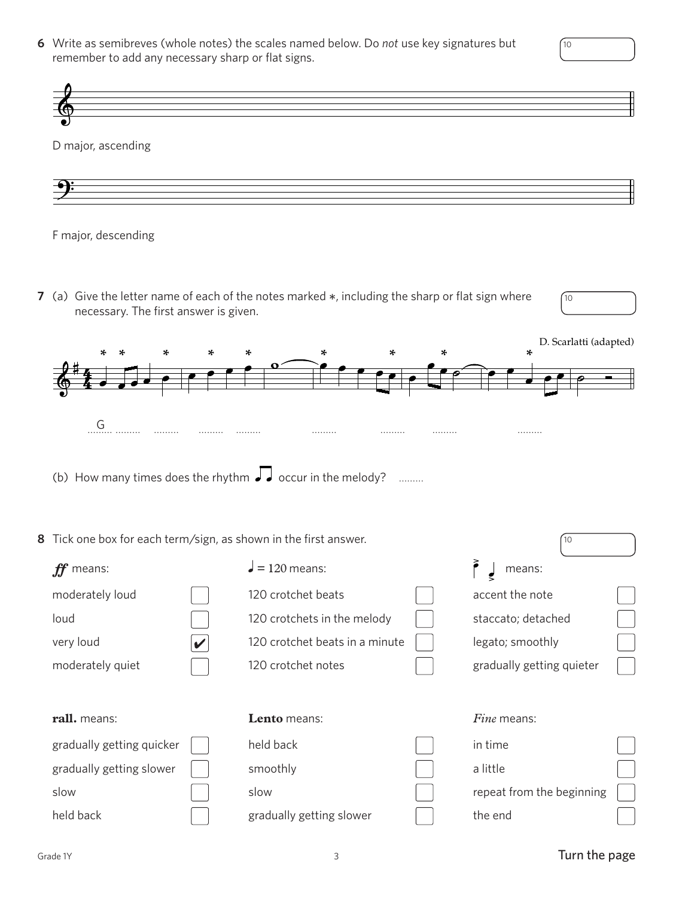**6** Write as semibreves (whole notes) the scales named below. Do *not* use key signatures but remember to add any necessary sharp or flat signs.

10

D major, ascending

F major, descending

**7** (a) Give the letter name of each of the notes marked ∗, including the sharp or flat sign where necessary. The first answer is given.

10

D. Scarlatti (adapted)

G ......... ......... ......... ......... ......... ......... ......... ......... .........

(b) How many times does the rhythm ♩♩ occur in the melody? .........

**8** Tick one box for each term/sign, as shown in the first answer.

10

| ***ff*** means: | | ♩ = 120 means: | | accent signs means: | |
|---|---|---|---|---|---|
| moderately loud | ☐ | 120 crotchet beats | ☐ | accent the note | ☐ |
| loud | ☐ | 120 crotchets in the melody | ☐ | staccato; detached | ☐ |
| very loud | ☑ | 120 crotchet beats in a minute | ☐ | legato; smoothly | ☐ |
| moderately quiet | ☐ | 120 crotchet notes | ☐ | gradually getting quieter | ☐ |

| **rall.** means: | | **Lento** means: | | *Fine* means: | |
|---|---|---|---|---|---|
| gradually getting quicker | ☐ | held back | ☐ | in time | ☐ |
| gradually getting slower | ☐ | smoothly | ☐ | a little | ☐ |
| slow | ☐ | slow | ☐ | repeat from the beginning | ☐ |
| held back | ☐ | gradually getting slower | ☐ | the end | ☐ |

Turn the page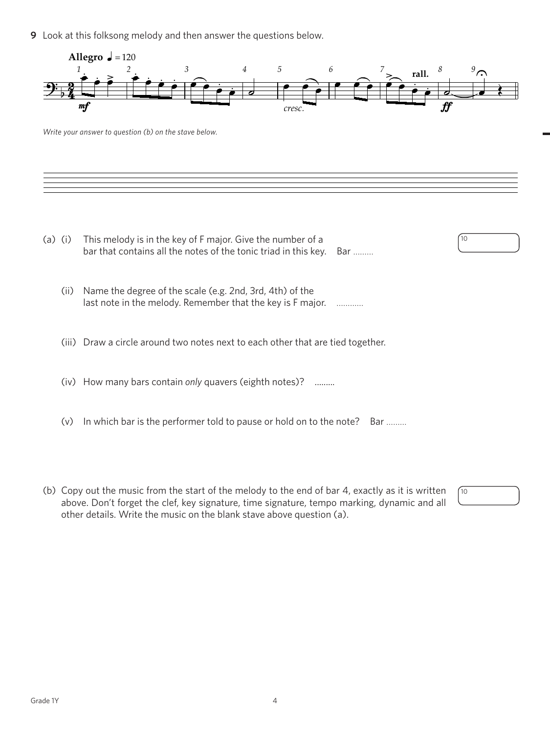**9** Look at this folksong melody and then answer the questions below.

**Allegro** ♩ = 120

1 2 3 4 5 6 7 8 9

*mf* *cresc.* **rall.** *ff*

*Write your answer to question (b) on the stave below.*

(a) (i) This melody is in the key of F major. Give the number of a bar that contains all the notes of the tonic triad in this key. Bar .........

10

(ii) Name the degree of the scale (e.g. 2nd, 3rd, 4th) of the last note in the melody. Remember that the key is F major. ............

(iii) Draw a circle around two notes next to each other that are tied together.

(iv) How many bars contain *only* quavers (eighth notes)? .........

(v) In which bar is the performer told to pause or hold on to the note? Bar .........

(b) Copy out the music from the start of the melody to the end of bar 4, exactly as it is written above. Don't forget the clef, key signature, time signature, tempo marking, dynamic and all other details. Write the music on the blank stave above question (a).

10